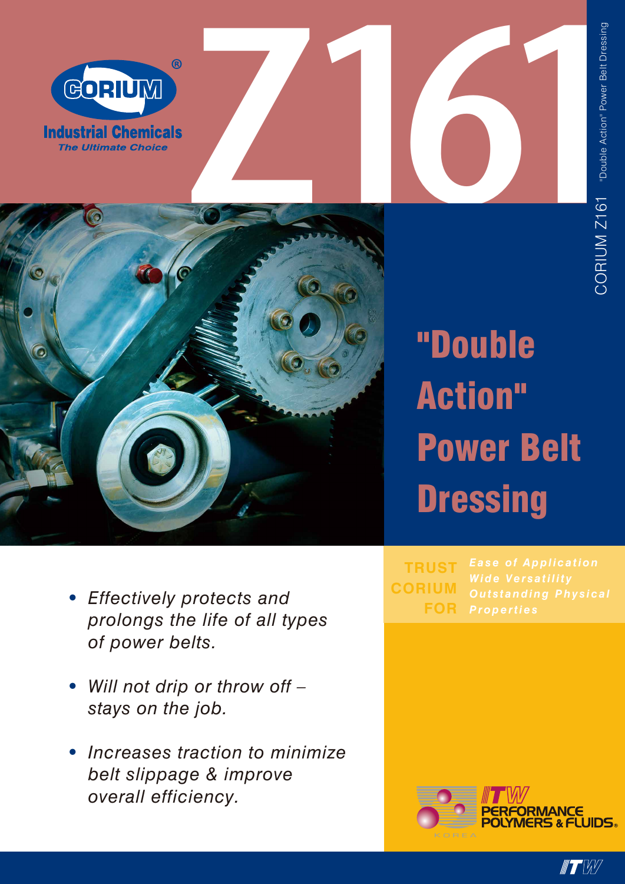CORIUM®

Industrial Chemicals

*The Ultimate Choice*

# Z161

CORIUM Z161 "Double Action" Power Belt Dressing

## "Double Action" Power Belt Dressing

- *Effectively protects and prolongs the life of all types of power belts.*
- *Will not drip or throw off – stays on the job.*
- *Increases traction to minimize belt slippage & improve overall efficiency.*

**TRUST CORIUM FOR**

*Ease of Application*
*Wide Versatility*
*Outstanding Physical Properties*

ITW PERFORMANCE POLYMERS & FLUIDS® KOREA

ITW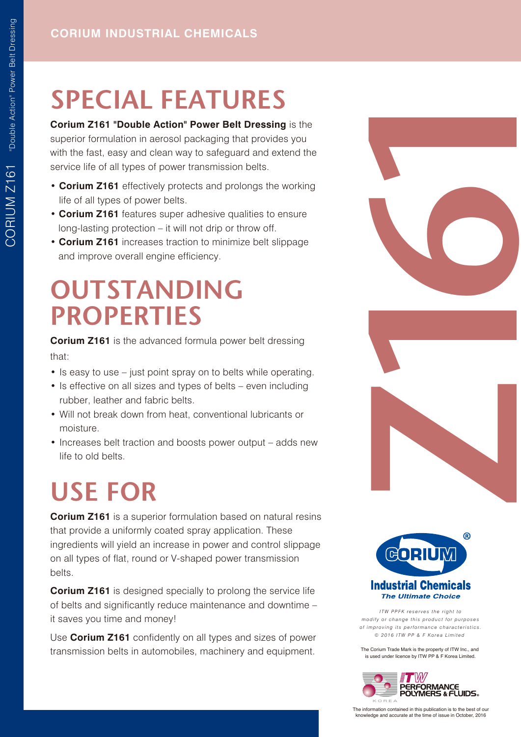# SPECIAL FEATURES

**Corium Z161 "Double Action" Power Belt Dressing** is the superior formulation in aerosol packaging that provides you with the fast, easy and clean way to safeguard and extend the service life of all types of power transmission belts.

- **Corium Z161** effectively protects and prolongs the working life of all types of power belts.
- **Corium Z161** features super adhesive qualities to ensure long-lasting protection – it will not drip or throw off.
- **Corium Z161** increases traction to minimize belt slippage and improve overall engine efficiency.

# OUTSTANDING PROPERTIES

**Corium Z161** is the advanced formula power belt dressing that:

- Is easy to use – just point spray on to belts while operating.
- Is effective on all sizes and types of belts – even including rubber, leather and fabric belts.
- Will not break down from heat, conventional lubricants or moisture.
- Increases belt traction and boosts power output – adds new life to old belts.

# USE FOR

**Corium Z161** is a superior formulation based on natural resins that provide a uniformly coated spray application. These ingredients will yield an increase in power and control slippage on all types of flat, round or V-shaped power transmission belts.

**Corium Z161** is designed specially to prolong the service life of belts and significantly reduce maintenance and downtime – it saves you time and money!

Use **Corium Z161** confidently on all types and sizes of power transmission belts in automobiles, machinery and equipment.

Z161

CORIUM®

Industrial Chemicals

*The Ultimate Choice*

*ITW PPFK reserves the right to modify or change this product for purposes of improving its performance characteristics. © 2016 ITW PP & F Korea Limited*

The Corium Trade Mark is the property of ITW Inc., and is used under licence by ITW PP & F Korea Limited.

ITW PERFORMANCE POLYMERS & FLUIDS. KOREA

The information contained in this publication is to the best of our knowledge and accurate at the time of issue in October, 2016